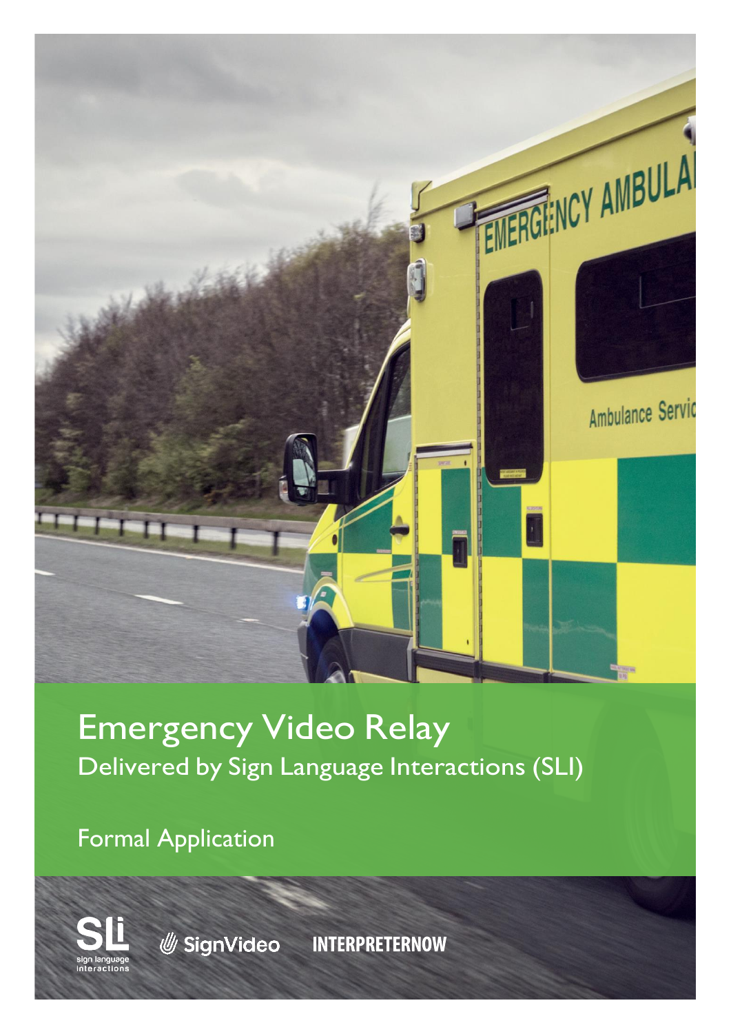# Emergency Video Relay

## Delivered by Sign Language Interactions (SLI)

Formal Application

SLI sign language interactions

SignVideo

INTERPRETERNOW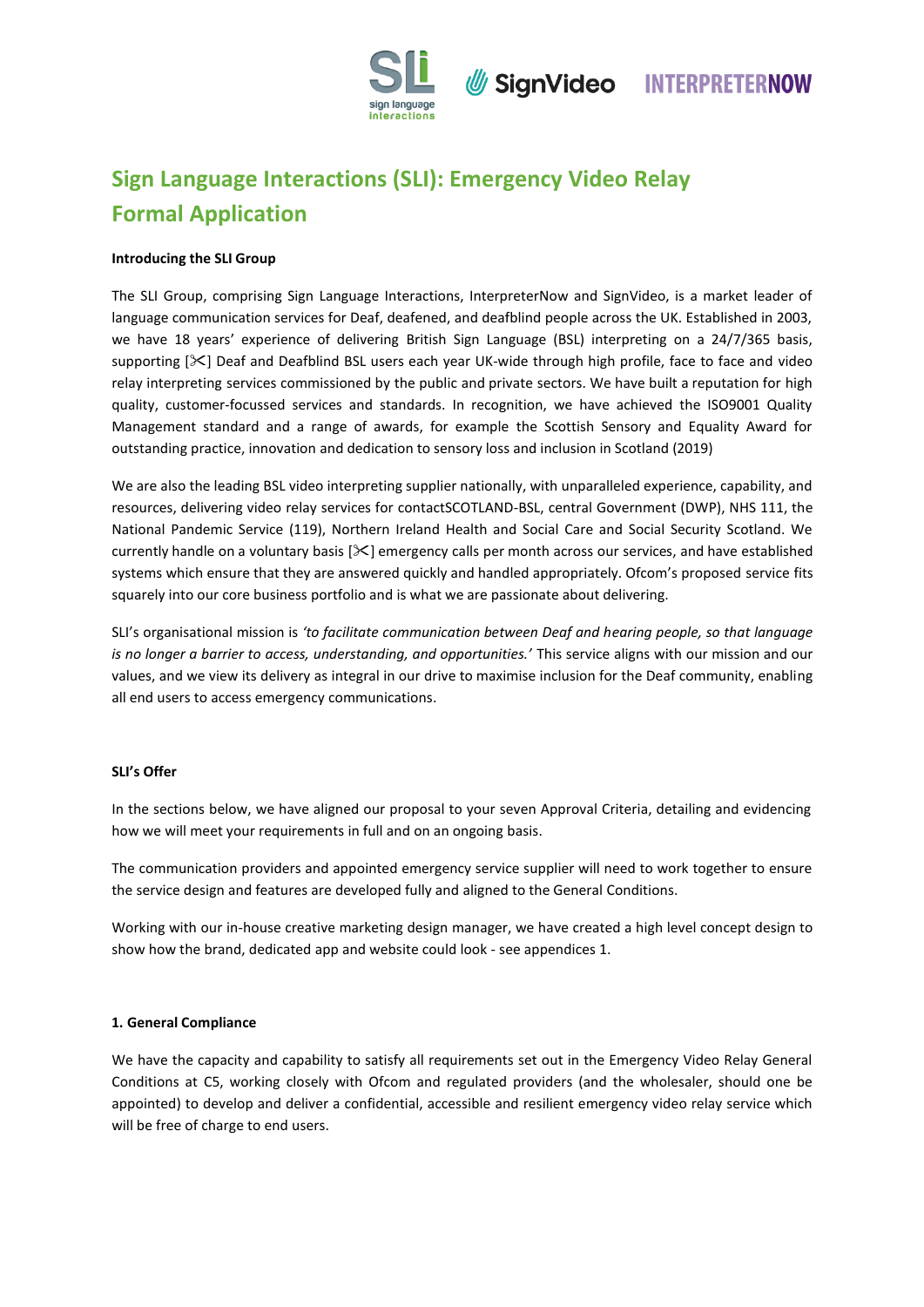# Sign Language Interactions (SLI): Emergency Video Relay Formal Application

**Introducing the SLI Group**

The SLI Group, comprising Sign Language Interactions, InterpreterNow and SignVideo, is a market leader of language communication services for Deaf, deafened, and deafblind people across the UK. Established in 2003, we have 18 years' experience of delivering British Sign Language (BSL) interpreting on a 24/7/365 basis, supporting [✂] Deaf and Deafblind BSL users each year UK-wide through high profile, face to face and video relay interpreting services commissioned by the public and private sectors. We have built a reputation for high quality, customer-focussed services and standards. In recognition, we have achieved the ISO9001 Quality Management standard and a range of awards, for example the Scottish Sensory and Equality Award for outstanding practice, innovation and dedication to sensory loss and inclusion in Scotland (2019)

We are also the leading BSL video interpreting supplier nationally, with unparalleled experience, capability, and resources, delivering video relay services for contactSCOTLAND-BSL, central Government (DWP), NHS 111, the National Pandemic Service (119), Northern Ireland Health and Social Care and Social Security Scotland. We currently handle on a voluntary basis [✂] emergency calls per month across our services, and have established systems which ensure that they are answered quickly and handled appropriately. Ofcom's proposed service fits squarely into our core business portfolio and is what we are passionate about delivering.

SLI's organisational mission is *'to facilitate communication between Deaf and hearing people, so that language is no longer a barrier to access, understanding, and opportunities.'* This service aligns with our mission and our values, and we view its delivery as integral in our drive to maximise inclusion for the Deaf community, enabling all end users to access emergency communications.

**SLI's Offer**

In the sections below, we have aligned our proposal to your seven Approval Criteria, detailing and evidencing how we will meet your requirements in full and on an ongoing basis.

The communication providers and appointed emergency service supplier will need to work together to ensure the service design and features are developed fully and aligned to the General Conditions.

Working with our in-house creative marketing design manager, we have created a high level concept design to show how the brand, dedicated app and website could look - see appendices 1.

**1. General Compliance**

We have the capacity and capability to satisfy all requirements set out in the Emergency Video Relay General Conditions at C5, working closely with Ofcom and regulated providers (and the wholesaler, should one be appointed) to develop and deliver a confidential, accessible and resilient emergency video relay service which will be free of charge to end users.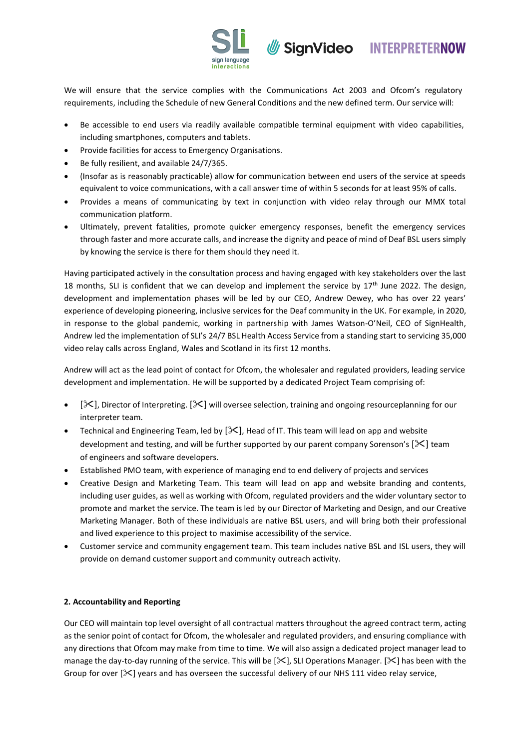We will ensure that the service complies with the Communications Act 2003 and Ofcom's regulatory requirements, including the Schedule of new General Conditions and the new defined term. Our service will:

- Be accessible to end users via readily available compatible terminal equipment with video capabilities, including smartphones, computers and tablets.
- Provide facilities for access to Emergency Organisations.
- Be fully resilient, and available 24/7/365.
- (Insofar as is reasonably practicable) allow for communication between end users of the service at speeds equivalent to voice communications, with a call answer time of within 5 seconds for at least 95% of calls.
- Provides a means of communicating by text in conjunction with video relay through our MMX total communication platform.
- Ultimately, prevent fatalities, promote quicker emergency responses, benefit the emergency services through faster and more accurate calls, and increase the dignity and peace of mind of Deaf BSL users simply by knowing the service is there for them should they need it.

Having participated actively in the consultation process and having engaged with key stakeholders over the last 18 months, SLI is confident that we can develop and implement the service by 17th June 2022. The design, development and implementation phases will be led by our CEO, Andrew Dewey, who has over 22 years' experience of developing pioneering, inclusive services for the Deaf community in the UK. For example, in 2020, in response to the global pandemic, working in partnership with James Watson-O'Neil, CEO of SignHealth, Andrew led the implementation of SLI's 24/7 BSL Health Access Service from a standing start to servicing 35,000 video relay calls across England, Wales and Scotland in its first 12 months.

Andrew will act as the lead point of contact for Ofcom, the wholesaler and regulated providers, leading service development and implementation. He will be supported by a dedicated Project Team comprising of:

- [✂], Director of Interpreting. [✂] will oversee selection, training and ongoing resourceplanning for our interpreter team.
- Technical and Engineering Team, led by [✂], Head of IT. This team will lead on app and website development and testing, and will be further supported by our parent company Sorenson's [✂] team of engineers and software developers.
- Established PMO team, with experience of managing end to end delivery of projects and services
- Creative Design and Marketing Team. This team will lead on app and website branding and contents, including user guides, as well as working with Ofcom, regulated providers and the wider voluntary sector to promote and market the service. The team is led by our Director of Marketing and Design, and our Creative Marketing Manager. Both of these individuals are native BSL users, and will bring both their professional and lived experience to this project to maximise accessibility of the service.
- Customer service and community engagement team. This team includes native BSL and ISL users, they will provide on demand customer support and community outreach activity.

**2. Accountability and Reporting**

Our CEO will maintain top level oversight of all contractual matters throughout the agreed contract term, acting as the senior point of contact for Ofcom, the wholesaler and regulated providers, and ensuring compliance with any directions that Ofcom may make from time to time. We will also assign a dedicated project manager lead to manage the day-to-day running of the service. This will be [✂], SLI Operations Manager. [✂] has been with the Group for over [✂] years and has overseen the successful delivery of our NHS 111 video relay service,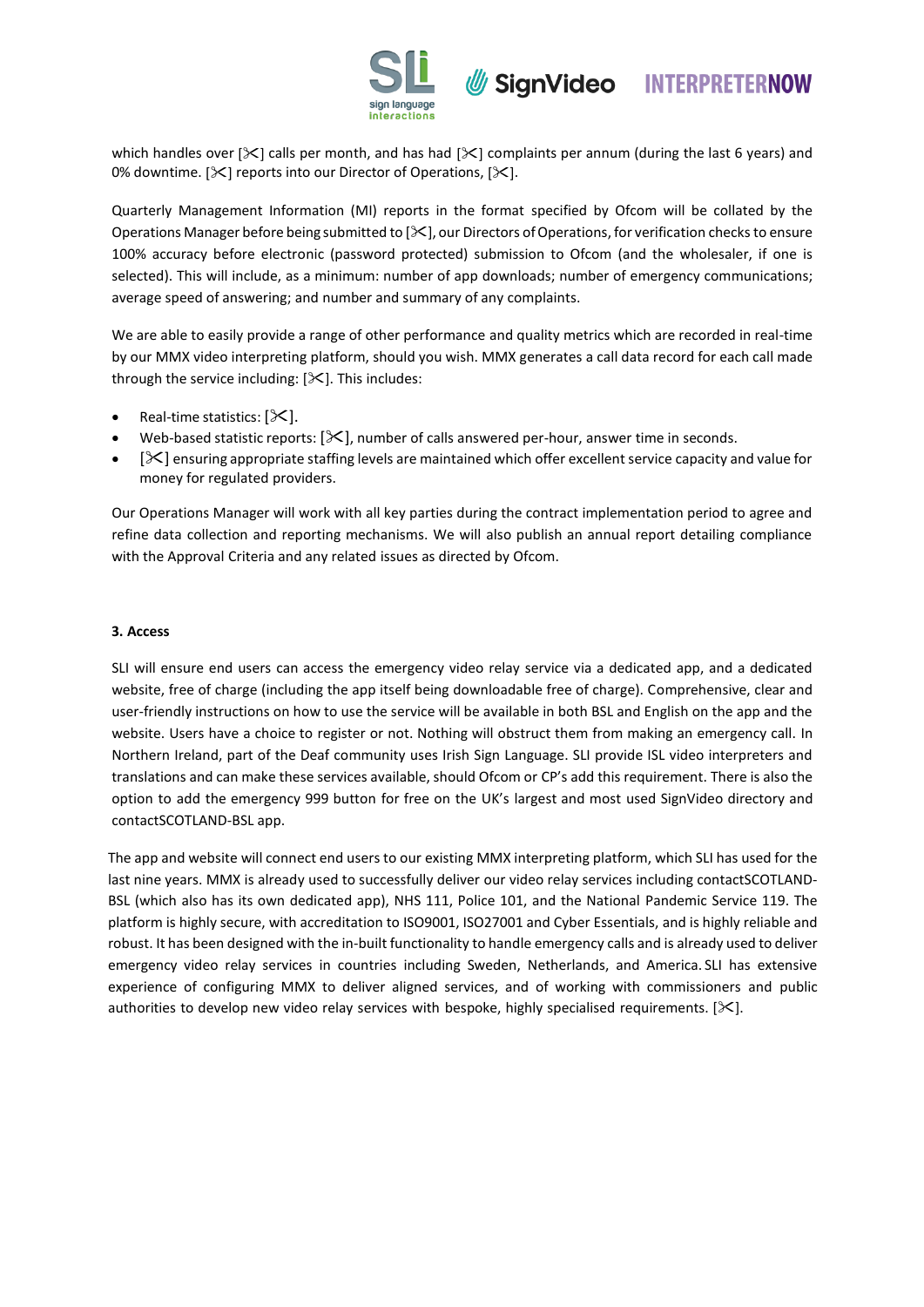which handles over [✂] calls per month, and has had [✂] complaints per annum (during the last 6 years) and 0% downtime. [✂] reports into our Director of Operations, [✂].

Quarterly Management Information (MI) reports in the format specified by Ofcom will be collated by the Operations Manager before being submitted to [✂], our Directors of Operations, for verification checks to ensure 100% accuracy before electronic (password protected) submission to Ofcom (and the wholesaler, if one is selected). This will include, as a minimum: number of app downloads; number of emergency communications; average speed of answering; and number and summary of any complaints.

We are able to easily provide a range of other performance and quality metrics which are recorded in real-time by our MMX video interpreting platform, should you wish. MMX generates a call data record for each call made through the service including: [✂]. This includes:

- Real-time statistics: [✂].
- Web-based statistic reports: [✂], number of calls answered per-hour, answer time in seconds.
- [✂] ensuring appropriate staffing levels are maintained which offer excellent service capacity and value for money for regulated providers.

Our Operations Manager will work with all key parties during the contract implementation period to agree and refine data collection and reporting mechanisms. We will also publish an annual report detailing compliance with the Approval Criteria and any related issues as directed by Ofcom.

### 3. Access

SLI will ensure end users can access the emergency video relay service via a dedicated app, and a dedicated website, free of charge (including the app itself being downloadable free of charge). Comprehensive, clear and user-friendly instructions on how to use the service will be available in both BSL and English on the app and the website. Users have a choice to register or not. Nothing will obstruct them from making an emergency call. In Northern Ireland, part of the Deaf community uses Irish Sign Language. SLI provide ISL video interpreters and translations and can make these services available, should Ofcom or CP's add this requirement. There is also the option to add the emergency 999 button for free on the UK's largest and most used SignVideo directory and contactSCOTLAND-BSL app.

The app and website will connect end users to our existing MMX interpreting platform, which SLI has used for the last nine years. MMX is already used to successfully deliver our video relay services including contactSCOTLAND-BSL (which also has its own dedicated app), NHS 111, Police 101, and the National Pandemic Service 119. The platform is highly secure, with accreditation to ISO9001, ISO27001 and Cyber Essentials, and is highly reliable and robust. It has been designed with the in-built functionality to handle emergency calls and is already used to deliver emergency video relay services in countries including Sweden, Netherlands, and America. SLI has extensive experience of configuring MMX to deliver aligned services, and of working with commissioners and public authorities to develop new video relay services with bespoke, highly specialised requirements. [✂].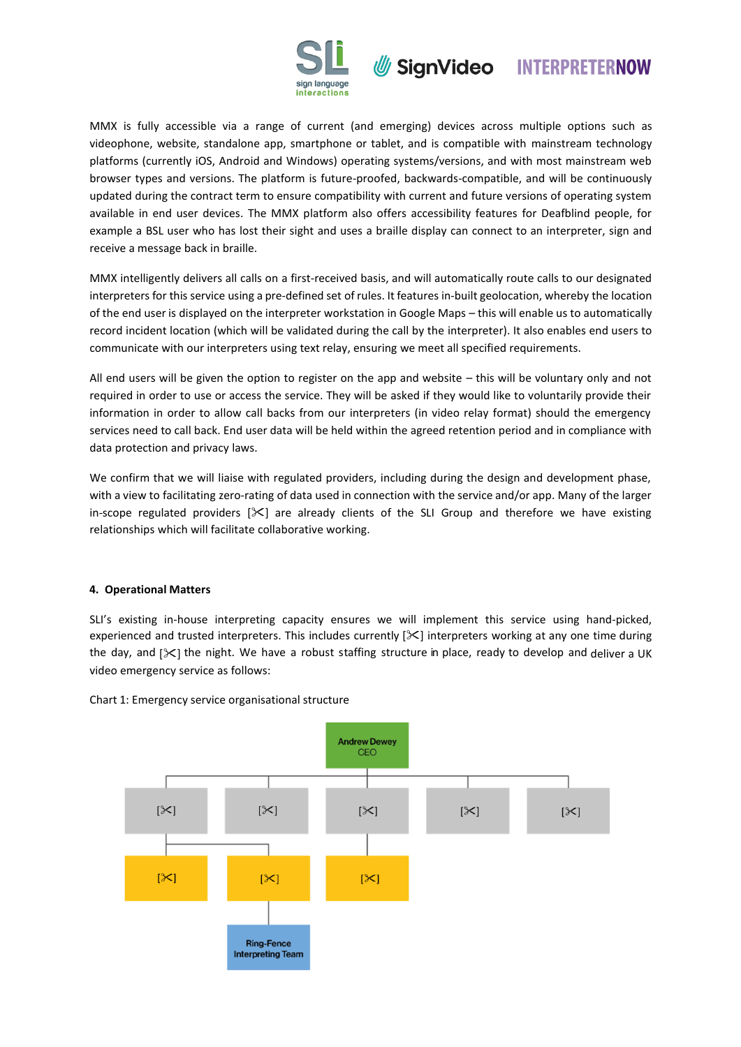MMX is fully accessible via a range of current (and emerging) devices across multiple options such as videophone, website, standalone app, smartphone or tablet, and is compatible with mainstream technology platforms (currently iOS, Android and Windows) operating systems/versions, and with most mainstream web browser types and versions. The platform is future-proofed, backwards-compatible, and will be continuously updated during the contract term to ensure compatibility with current and future versions of operating system available in end user devices. The MMX platform also offers accessibility features for Deafblind people, for example a BSL user who has lost their sight and uses a braille display can connect to an interpreter, sign and receive a message back in braille.

MMX intelligently delivers all calls on a first-received basis, and will automatically route calls to our designated interpreters for this service using a pre-defined set of rules. It features in-built geolocation, whereby the location of the end user is displayed on the interpreter workstation in Google Maps – this will enable us to automatically record incident location (which will be validated during the call by the interpreter). It also enables end users to communicate with our interpreters using text relay, ensuring we meet all specified requirements.

All end users will be given the option to register on the app and website – this will be voluntary only and not required in order to use or access the service. They will be asked if they would like to voluntarily provide their information in order to allow call backs from our interpreters (in video relay format) should the emergency services need to call back. End user data will be held within the agreed retention period and in compliance with data protection and privacy laws.

We confirm that we will liaise with regulated providers, including during the design and development phase, with a view to facilitating zero-rating of data used in connection with the service and/or app. Many of the larger in-scope regulated providers [✂] are already clients of the SLI Group and therefore we have existing relationships which will facilitate collaborative working.

#### 4. Operational Matters

SLI's existing in-house interpreting capacity ensures we will implement this service using hand-picked, experienced and trusted interpreters. This includes currently [✂] interpreters working at any one time during the day, and [✂] the night. We have a robust staffing structure in place, ready to develop and deliver a UK video emergency service as follows:

Chart 1: Emergency service organisational structure

- Andrew Dewey, CEO
  - [✂]
    - [✂]
    - [✂]
      - Ring-Fence Interpreting Team
  - [✂]
  - [✂]
    - [✂]
  - [✂]
  - [✂]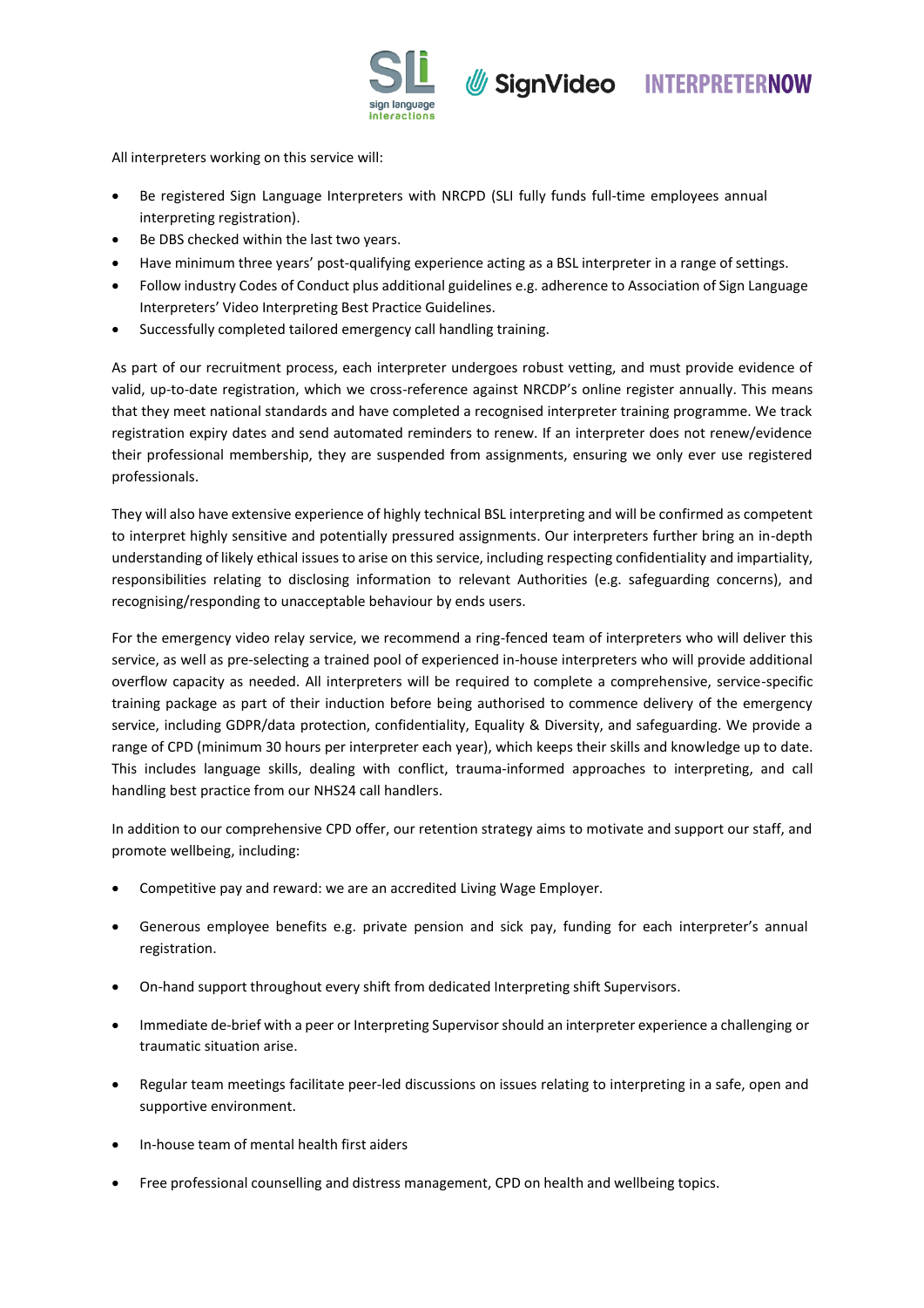All interpreters working on this service will:

- Be registered Sign Language Interpreters with NRCPD (SLI fully funds full-time employees annual interpreting registration).
- Be DBS checked within the last two years.
- Have minimum three years' post-qualifying experience acting as a BSL interpreter in a range of settings.
- Follow industry Codes of Conduct plus additional guidelines e.g. adherence to Association of Sign Language Interpreters' Video Interpreting Best Practice Guidelines.
- Successfully completed tailored emergency call handling training.

As part of our recruitment process, each interpreter undergoes robust vetting, and must provide evidence of valid, up-to-date registration, which we cross-reference against NRCDP's online register annually. This means that they meet national standards and have completed a recognised interpreter training programme. We track registration expiry dates and send automated reminders to renew. If an interpreter does not renew/evidence their professional membership, they are suspended from assignments, ensuring we only ever use registered professionals.

They will also have extensive experience of highly technical BSL interpreting and will be confirmed as competent to interpret highly sensitive and potentially pressured assignments. Our interpreters further bring an in-depth understanding of likely ethical issues to arise on this service, including respecting confidentiality and impartiality, responsibilities relating to disclosing information to relevant Authorities (e.g. safeguarding concerns), and recognising/responding to unacceptable behaviour by ends users.

For the emergency video relay service, we recommend a ring-fenced team of interpreters who will deliver this service, as well as pre-selecting a trained pool of experienced in-house interpreters who will provide additional overflow capacity as needed. All interpreters will be required to complete a comprehensive, service-specific training package as part of their induction before being authorised to commence delivery of the emergency service, including GDPR/data protection, confidentiality, Equality & Diversity, and safeguarding. We provide a range of CPD (minimum 30 hours per interpreter each year), which keeps their skills and knowledge up to date. This includes language skills, dealing with conflict, trauma-informed approaches to interpreting, and call handling best practice from our NHS24 call handlers.

In addition to our comprehensive CPD offer, our retention strategy aims to motivate and support our staff, and promote wellbeing, including:

- Competitive pay and reward: we are an accredited Living Wage Employer.
- Generous employee benefits e.g. private pension and sick pay, funding for each interpreter's annual registration.
- On-hand support throughout every shift from dedicated Interpreting shift Supervisors.
- Immediate de-brief with a peer or Interpreting Supervisor should an interpreter experience a challenging or traumatic situation arise.
- Regular team meetings facilitate peer-led discussions on issues relating to interpreting in a safe, open and supportive environment.
- In-house team of mental health first aiders
- Free professional counselling and distress management, CPD on health and wellbeing topics.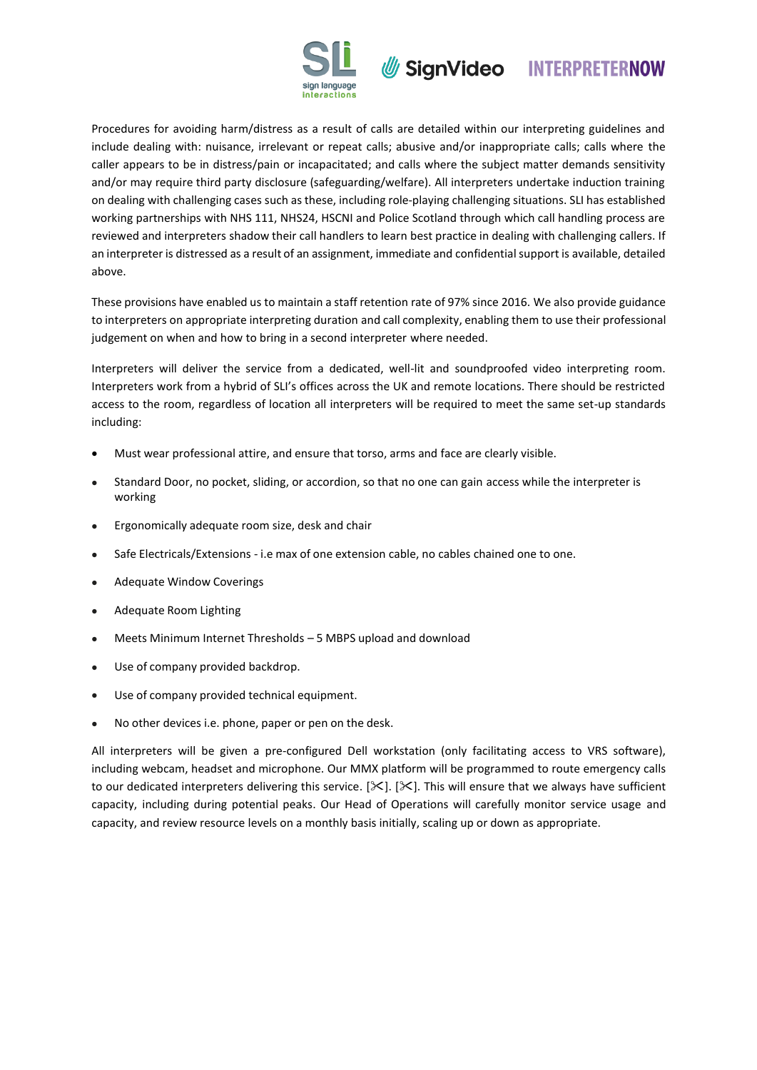Procedures for avoiding harm/distress as a result of calls are detailed within our interpreting guidelines and include dealing with: nuisance, irrelevant or repeat calls; abusive and/or inappropriate calls; calls where the caller appears to be in distress/pain or incapacitated; and calls where the subject matter demands sensitivity and/or may require third party disclosure (safeguarding/welfare). All interpreters undertake induction training on dealing with challenging cases such as these, including role-playing challenging situations. SLI has established working partnerships with NHS 111, NHS24, HSCNI and Police Scotland through which call handling process are reviewed and interpreters shadow their call handlers to learn best practice in dealing with challenging callers. If an interpreter is distressed as a result of an assignment, immediate and confidential support is available, detailed above.

These provisions have enabled us to maintain a staff retention rate of 97% since 2016. We also provide guidance to interpreters on appropriate interpreting duration and call complexity, enabling them to use their professional judgement on when and how to bring in a second interpreter where needed.

Interpreters will deliver the service from a dedicated, well-lit and soundproofed video interpreting room. Interpreters work from a hybrid of SLI's offices across the UK and remote locations. There should be restricted access to the room, regardless of location all interpreters will be required to meet the same set-up standards including:

- Must wear professional attire, and ensure that torso, arms and face are clearly visible.
- Standard Door, no pocket, sliding, or accordion, so that no one can gain access while the interpreter is working
- Ergonomically adequate room size, desk and chair
- Safe Electricals/Extensions - i.e max of one extension cable, no cables chained one to one.
- Adequate Window Coverings
- Adequate Room Lighting
- Meets Minimum Internet Thresholds – 5 MBPS upload and download
- Use of company provided backdrop.
- Use of company provided technical equipment.
- No other devices i.e. phone, paper or pen on the desk.

All interpreters will be given a pre-configured Dell workstation (only facilitating access to VRS software), including webcam, headset and microphone. Our MMX platform will be programmed to route emergency calls to our dedicated interpreters delivering this service. [✂]. [✂]. This will ensure that we always have sufficient capacity, including during potential peaks. Our Head of Operations will carefully monitor service usage and capacity, and review resource levels on a monthly basis initially, scaling up or down as appropriate.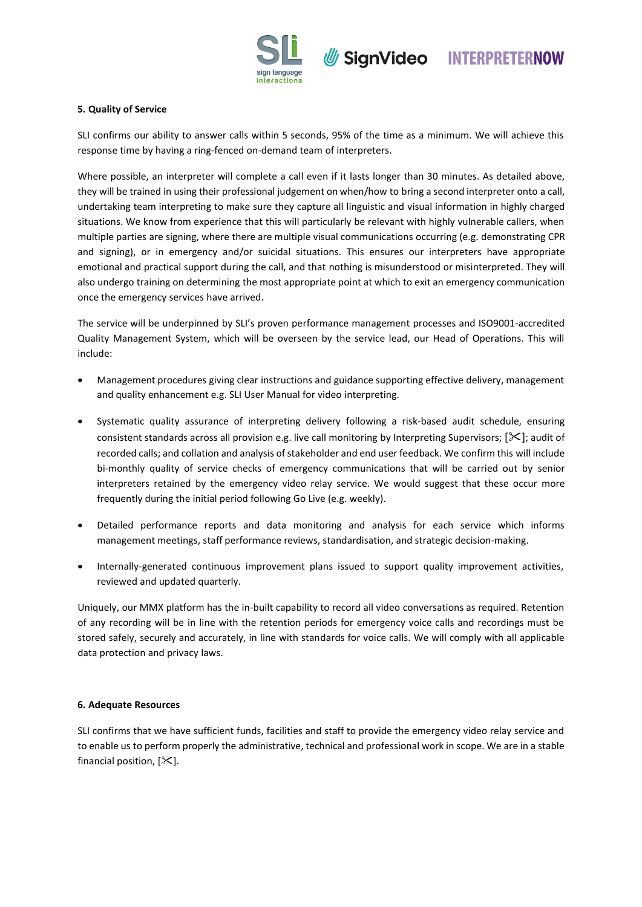**5. Quality of Service**

SLI confirms our ability to answer calls within 5 seconds, 95% of the time as a minimum. We will achieve this response time by having a ring-fenced on-demand team of interpreters.

Where possible, an interpreter will complete a call even if it lasts longer than 30 minutes. As detailed above, they will be trained in using their professional judgement on when/how to bring a second interpreter onto a call, undertaking team interpreting to make sure they capture all linguistic and visual information in highly charged situations. We know from experience that this will particularly be relevant with highly vulnerable callers, when multiple parties are signing, where there are multiple visual communications occurring (e.g. demonstrating CPR and signing), or in emergency and/or suicidal situations. This ensures our interpreters have appropriate emotional and practical support during the call, and that nothing is misunderstood or misinterpreted. They will also undergo training on determining the most appropriate point at which to exit an emergency communication once the emergency services have arrived.

The service will be underpinned by SLI's proven performance management processes and ISO9001-accredited Quality Management System, which will be overseen by the service lead, our Head of Operations. This will include:

- Management procedures giving clear instructions and guidance supporting effective delivery, management and quality enhancement e.g. SLI User Manual for video interpreting.
- Systematic quality assurance of interpreting delivery following a risk-based audit schedule, ensuring consistent standards across all provision e.g. live call monitoring by Interpreting Supervisors; [✂]; audit of recorded calls; and collation and analysis of stakeholder and end user feedback. We confirm this will include bi-monthly quality of service checks of emergency communications that will be carried out by senior interpreters retained by the emergency video relay service. We would suggest that these occur more frequently during the initial period following Go Live (e.g. weekly).
- Detailed performance reports and data monitoring and analysis for each service which informs management meetings, staff performance reviews, standardisation, and strategic decision-making.
- Internally-generated continuous improvement plans issued to support quality improvement activities, reviewed and updated quarterly.

Uniquely, our MMX platform has the in-built capability to record all video conversations as required. Retention of any recording will be in line with the retention periods for emergency voice calls and recordings must be stored safely, securely and accurately, in line with standards for voice calls. We will comply with all applicable data protection and privacy laws.

**6. Adequate Resources**

SLI confirms that we have sufficient funds, facilities and staff to provide the emergency video relay service and to enable us to perform properly the administrative, technical and professional work in scope. We are in a stable financial position, [✂].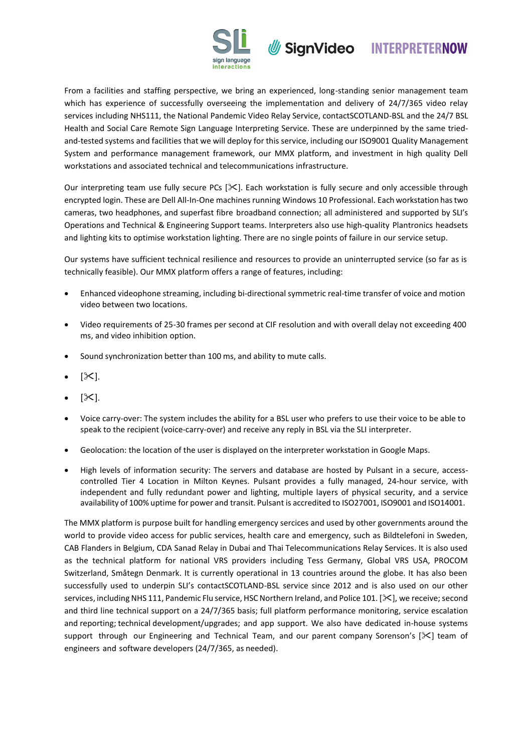From a facilities and staffing perspective, we bring an experienced, long-standing senior management team which has experience of successfully overseeing the implementation and delivery of 24/7/365 video relay services including NHS111, the National Pandemic Video Relay Service, contactSCOTLAND-BSL and the 24/7 BSL Health and Social Care Remote Sign Language Interpreting Service. These are underpinned by the same tried-and-tested systems and facilities that we will deploy for this service, including our ISO9001 Quality Management System and performance management framework, our MMX platform, and investment in high quality Dell workstations and associated technical and telecommunications infrastructure.

Our interpreting team use fully secure PCs [✂]. Each workstation is fully secure and only accessible through encrypted login. These are Dell All-In-One machines running Windows 10 Professional. Each workstation has two cameras, two headphones, and superfast fibre broadband connection; all administered and supported by SLI's Operations and Technical & Engineering Support teams. Interpreters also use high-quality Plantronics headsets and lighting kits to optimise workstation lighting. There are no single points of failure in our service setup.

Our systems have sufficient technical resilience and resources to provide an uninterrupted service (so far as is technically feasible). Our MMX platform offers a range of features, including:

- Enhanced videophone streaming, including bi-directional symmetric real-time transfer of voice and motion video between two locations.
- Video requirements of 25-30 frames per second at CIF resolution and with overall delay not exceeding 400 ms, and video inhibition option.
- Sound synchronization better than 100 ms, and ability to mute calls.
- [✂].
- [✂].
- Voice carry-over: The system includes the ability for a BSL user who prefers to use their voice to be able to speak to the recipient (voice-carry-over) and receive any reply in BSL via the SLI interpreter.
- Geolocation: the location of the user is displayed on the interpreter workstation in Google Maps.
- High levels of information security: The servers and database are hosted by Pulsant in a secure, access-controlled Tier 4 Location in Milton Keynes. Pulsant provides a fully managed, 24-hour service, with independent and fully redundant power and lighting, multiple layers of physical security, and a service availability of 100% uptime for power and transit. Pulsant is accredited to ISO27001, ISO9001 and ISO14001.

The MMX platform is purpose built for handling emergency sercices and used by other governments around the world to provide video access for public services, health care and emergency, such as Bildtelefoni in Sweden, CAB Flanders in Belgium, CDA Sanad Relay in Dubai and Thai Telecommunications Relay Services. It is also used as the technical platform for national VRS providers including Tess Germany, Global VRS USA, PROCOM Switzerland, Småtegn Denmark. It is currently operational in 13 countries around the globe. It has also been successfully used to underpin SLI's contactSCOTLAND-BSL service since 2012 and is also used on our other services, including NHS 111, Pandemic Flu service, HSC Northern Ireland, and Police 101. [✂], we receive; second and third line technical support on a 24/7/365 basis; full platform performance monitoring, service escalation and reporting; technical development/upgrades; and app support. We also have dedicated in-house systems support through our Engineering and Technical Team, and our parent company Sorenson's [✂] team of engineers and software developers (24/7/365, as needed).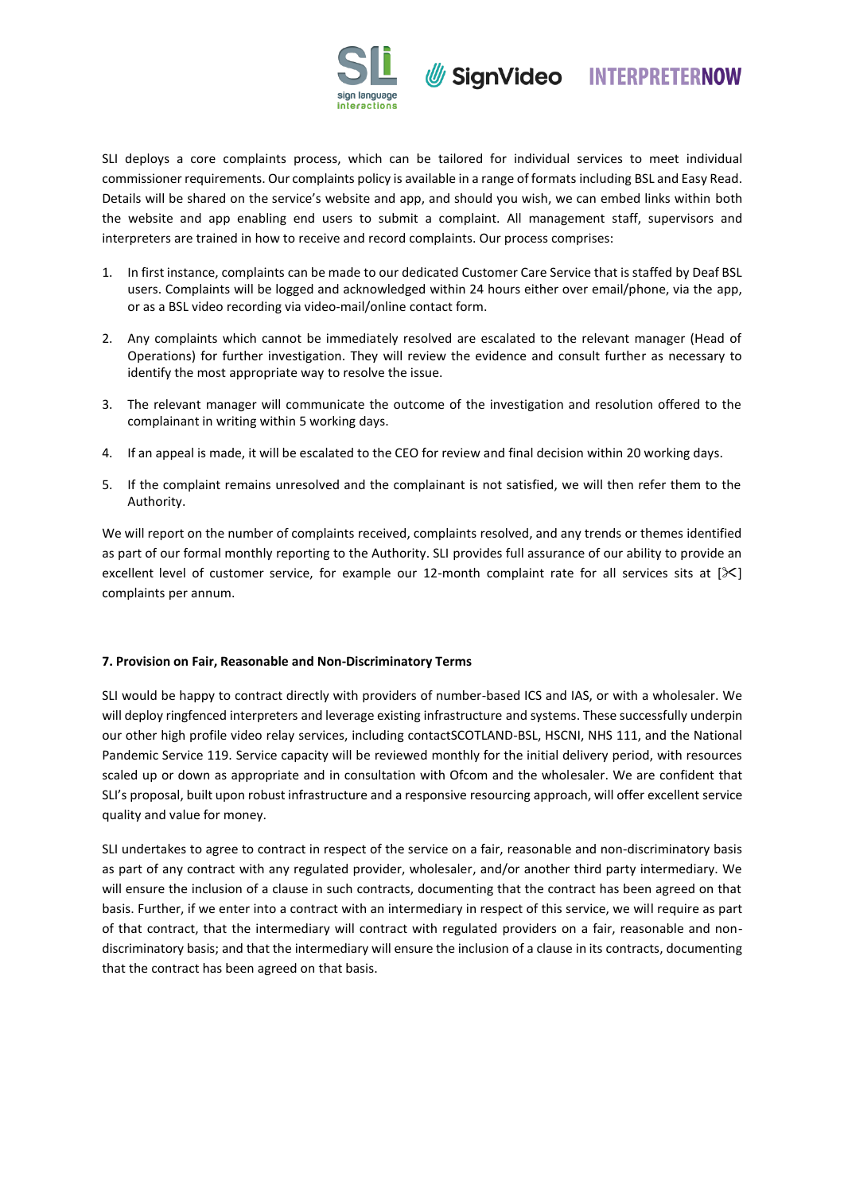SLI deploys a core complaints process, which can be tailored for individual services to meet individual commissioner requirements. Our complaints policy is available in a range of formats including BSL and Easy Read. Details will be shared on the service's website and app, and should you wish, we can embed links within both the website and app enabling end users to submit a complaint. All management staff, supervisors and interpreters are trained in how to receive and record complaints. Our process comprises:

1. In first instance, complaints can be made to our dedicated Customer Care Service that is staffed by Deaf BSL users. Complaints will be logged and acknowledged within 24 hours either over email/phone, via the app, or as a BSL video recording via video-mail/online contact form.
2. Any complaints which cannot be immediately resolved are escalated to the relevant manager (Head of Operations) for further investigation. They will review the evidence and consult further as necessary to identify the most appropriate way to resolve the issue.
3. The relevant manager will communicate the outcome of the investigation and resolution offered to the complainant in writing within 5 working days.
4. If an appeal is made, it will be escalated to the CEO for review and final decision within 20 working days.
5. If the complaint remains unresolved and the complainant is not satisfied, we will then refer them to the Authority.

We will report on the number of complaints received, complaints resolved, and any trends or themes identified as part of our formal monthly reporting to the Authority. SLI provides full assurance of our ability to provide an excellent level of customer service, for example our 12-month complaint rate for all services sits at [✂] complaints per annum.

#### 7. Provision on Fair, Reasonable and Non-Discriminatory Terms

SLI would be happy to contract directly with providers of number-based ICS and IAS, or with a wholesaler. We will deploy ringfenced interpreters and leverage existing infrastructure and systems. These successfully underpin our other high profile video relay services, including contactSCOTLAND-BSL, HSCNI, NHS 111, and the National Pandemic Service 119. Service capacity will be reviewed monthly for the initial delivery period, with resources scaled up or down as appropriate and in consultation with Ofcom and the wholesaler. We are confident that SLI's proposal, built upon robust infrastructure and a responsive resourcing approach, will offer excellent service quality and value for money.

SLI undertakes to agree to contract in respect of the service on a fair, reasonable and non-discriminatory basis as part of any contract with any regulated provider, wholesaler, and/or another third party intermediary. We will ensure the inclusion of a clause in such contracts, documenting that the contract has been agreed on that basis. Further, if we enter into a contract with an intermediary in respect of this service, we will require as part of that contract, that the intermediary will contract with regulated providers on a fair, reasonable and non-discriminatory basis; and that the intermediary will ensure the inclusion of a clause in its contracts, documenting that the contract has been agreed on that basis.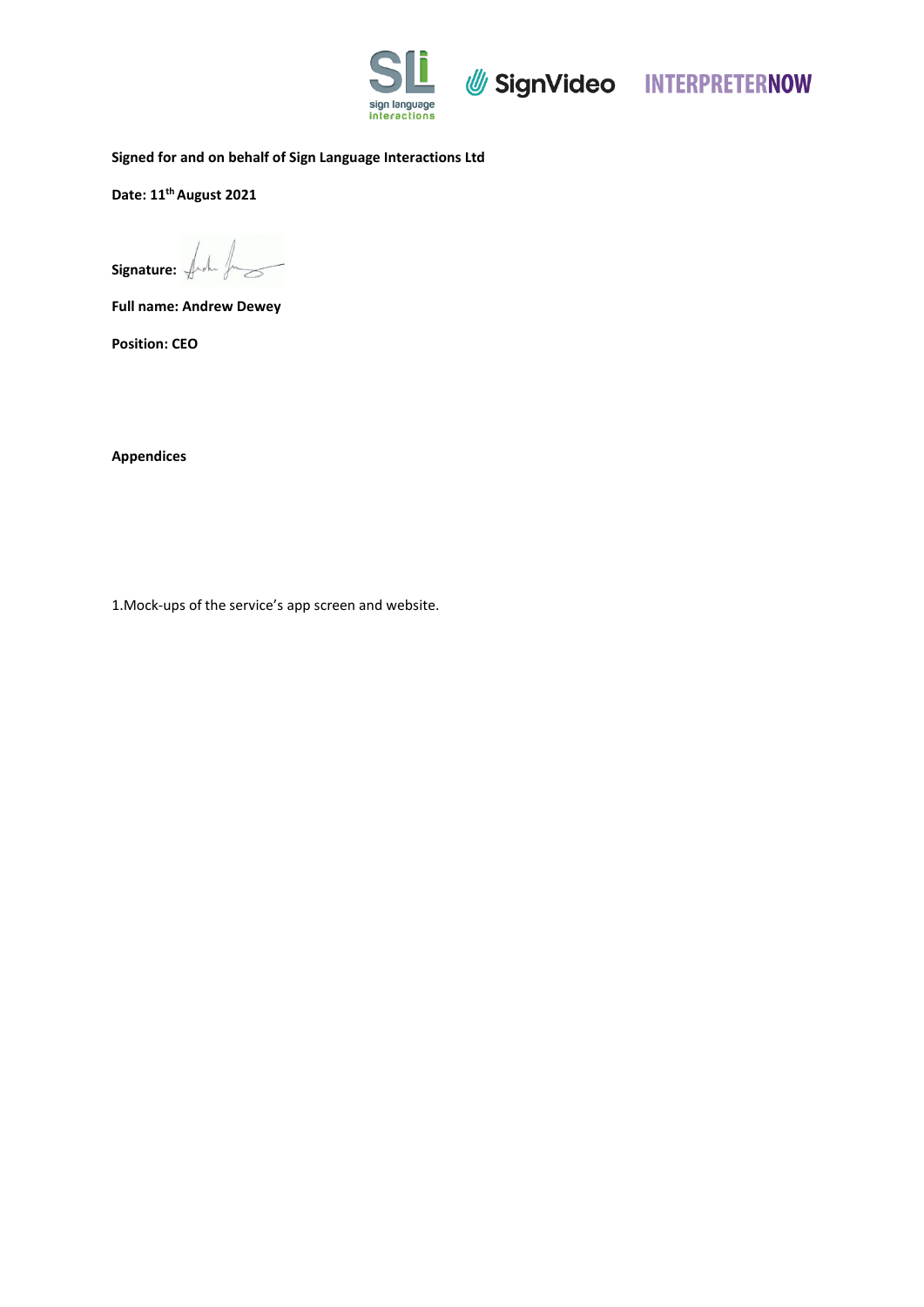**Signed for and on behalf of Sign Language Interactions Ltd**

**Date: 11th August 2021**

**Signature:**

**Full name: Andrew Dewey**

**Position: CEO**

**Appendices**

1.Mock-ups of the service's app screen and website.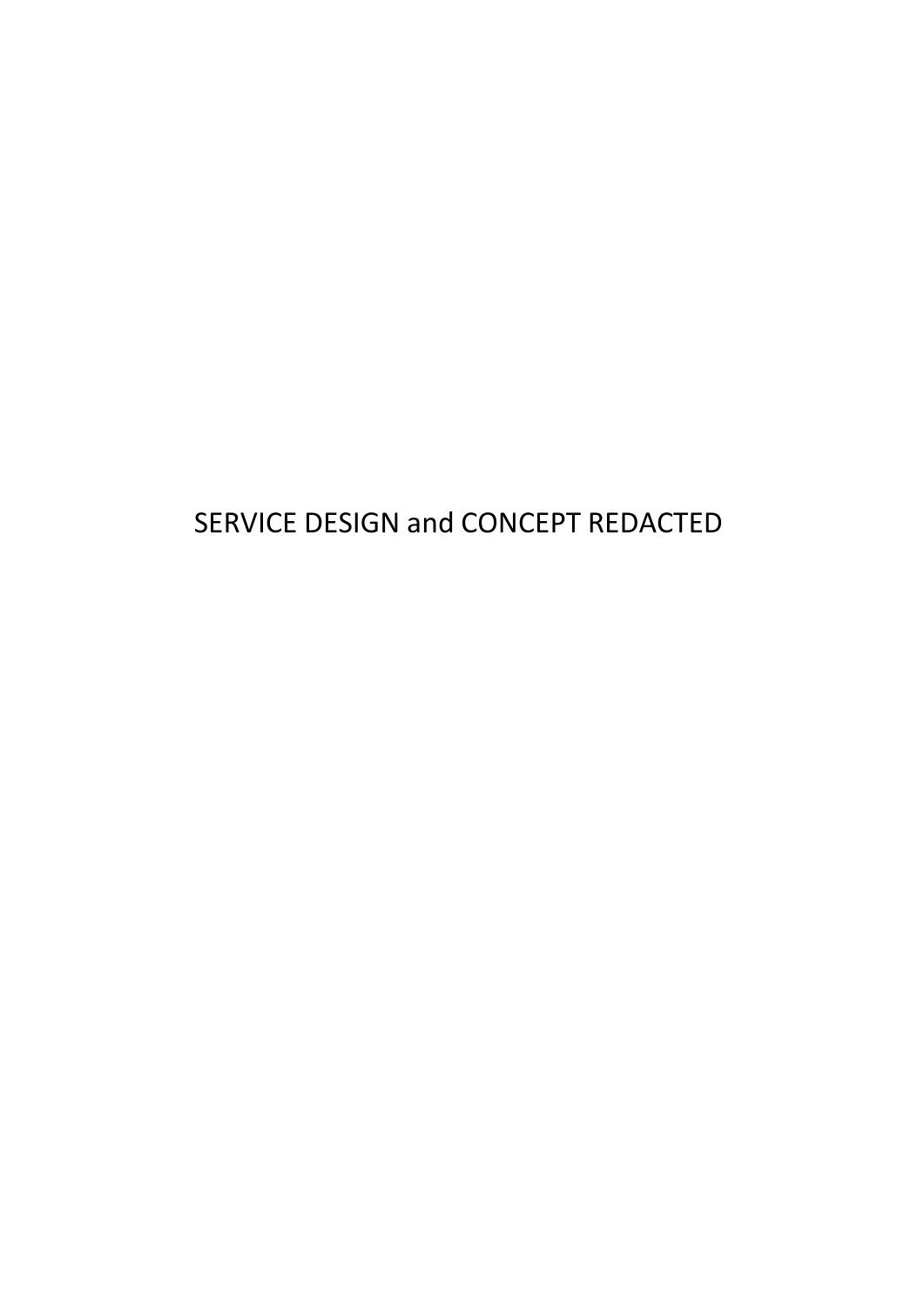SERVICE DESIGN and CONCEPT REDACTED